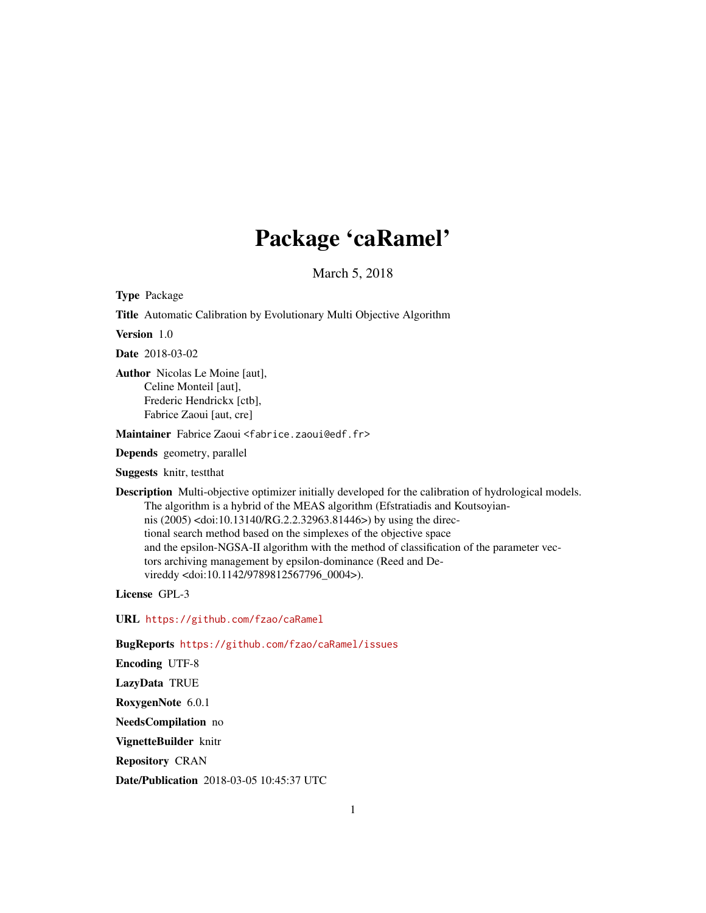# Package 'caRamel'

March 5, 2018

**Type** Package

**Title** Automatic Calibration by Evolutionary Multi Objective Algorithm

**Version** 1.0

**Date** 2018-03-02

**Author** Nicolas Le Moine [aut],
Celine Monteil [aut],
Frederic Hendrickx [ctb],
Fabrice Zaoui [aut, cre]

**Maintainer** Fabrice Zaoui <fabrice.zaoui@edf.fr>

**Depends** geometry, parallel

**Suggests** knitr, testthat

**Description** Multi-objective optimizer initially developed for the calibration of hydrological models.
The algorithm is a hybrid of the MEAS algorithm (Efstratiadis and Koutsoyiannis (2005) <doi:10.13140/RG.2.2.32963.81446>) by using the directional search method based on the simplexes of the objective space
and the epsilon-NGSA-II algorithm with the method of classification of the parameter vectors archiving management by epsilon-dominance (Reed and Devireddy <doi:10.1142/9789812567796_0004>).

**License** GPL-3

**URL** https://github.com/fzao/caRamel

**BugReports** https://github.com/fzao/caRamel/issues

**Encoding** UTF-8

**LazyData** TRUE

**RoxygenNote** 6.0.1

**NeedsCompilation** no

**VignetteBuilder** knitr

**Repository** CRAN

**Date/Publication** 2018-03-05 10:45:37 UTC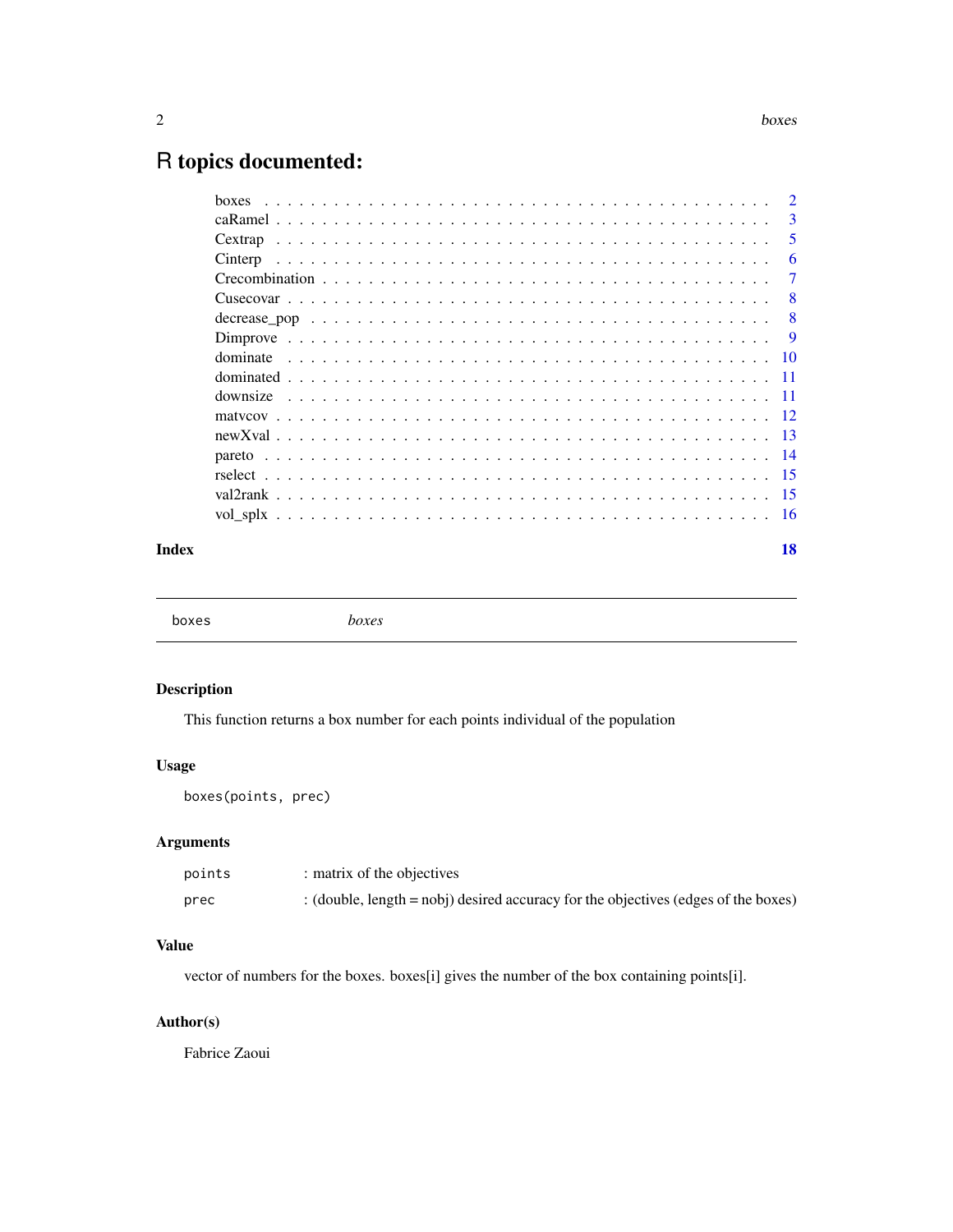# R topics documented:

| | |
|---|---|
| boxes | 2 |
| caRamel | 3 |
| Cextrap | 5 |
| Cinterp | 6 |
| Crecombination | 7 |
| Cusecovar | 8 |
| decrease_pop | 8 |
| Dimprove | 9 |
| dominate | 10 |
| dominated | 11 |
| downsize | 11 |
| matvcov | 12 |
| newXval | 13 |
| pareto | 14 |
| rselect | 15 |
| val2rank | 15 |
| vol_splx | 16 |
| **Index** | **18** |

---

boxes &nbsp;&nbsp;&nbsp;&nbsp;&nbsp;&nbsp; *boxes*

---

## Description

This function returns a box number for each points individual of the population

## Usage

```
boxes(points, prec)
```

## Arguments

| | |
|---|---|
| `points` | : matrix of the objectives |
| `prec` | : (double, length = nobj) desired accuracy for the objectives (edges of the boxes) |

## Value

vector of numbers for the boxes. boxes[i] gives the number of the box containing points[i].

## Author(s)

Fabrice Zaoui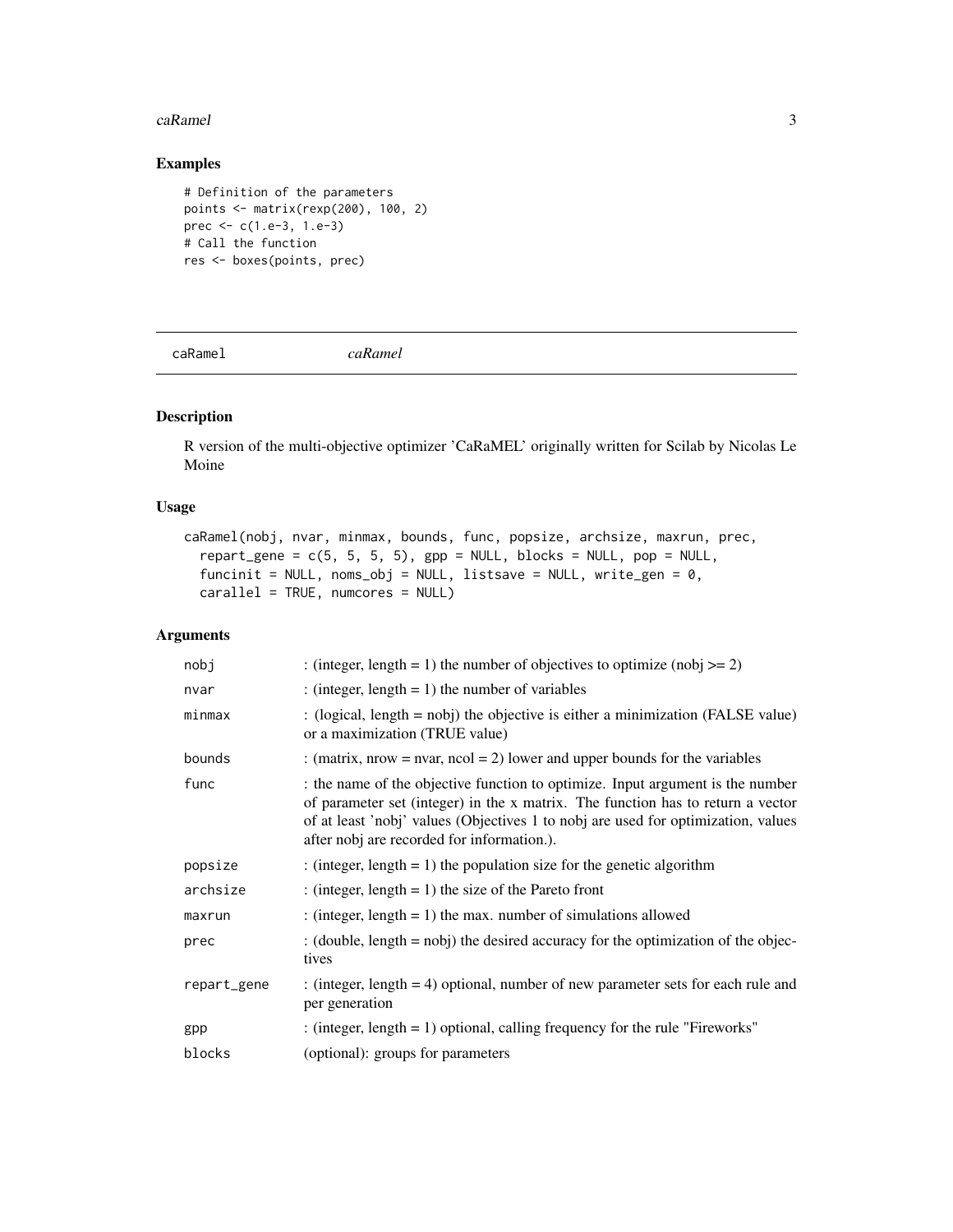## Examples

```
# Definition of the parameters
points <- matrix(rexp(200), 100, 2)
prec <- c(1.e-3, 1.e-3)
# Call the function
res <- boxes(points, prec)
```

---

# caRamel *caRamel*

---

## Description

R version of the multi-objective optimizer 'CaRaMEL' originally written for Scilab by Nicolas Le Moine

## Usage

```
caRamel(nobj, nvar, minmax, bounds, func, popsize, archsize, maxrun, prec,
  repart_gene = c(5, 5, 5, 5), gpp = NULL, blocks = NULL, pop = NULL,
  funcinit = NULL, noms_obj = NULL, listsave = NULL, write_gen = 0,
  carallel = TRUE, numcores = NULL)
```

## Arguments

| | |
|---|---|
| nobj | : (integer, length = 1) the number of objectives to optimize (nobj >= 2) |
| nvar | : (integer, length = 1) the number of variables |
| minmax | : (logical, length = nobj) the objective is either a minimization (FALSE value) or a maximization (TRUE value) |
| bounds | : (matrix, nrow = nvar, ncol = 2) lower and upper bounds for the variables |
| func | : the name of the objective function to optimize. Input argument is the number of parameter set (integer) in the x matrix. The function has to return a vector of at least 'nobj' values (Objectives 1 to nobj are used for optimization, values after nobj are recorded for information.). |
| popsize | : (integer, length = 1) the population size for the genetic algorithm |
| archsize | : (integer, length = 1) the size of the Pareto front |
| maxrun | : (integer, length = 1) the max. number of simulations allowed |
| prec | : (double, length = nobj) the desired accuracy for the optimization of the objectives |
| repart_gene | : (integer, length = 4) optional, number of new parameter sets for each rule and per generation |
| gpp | : (integer, length = 1) optional, calling frequency for the rule "Fireworks" |
| blocks | (optional): groups for parameters |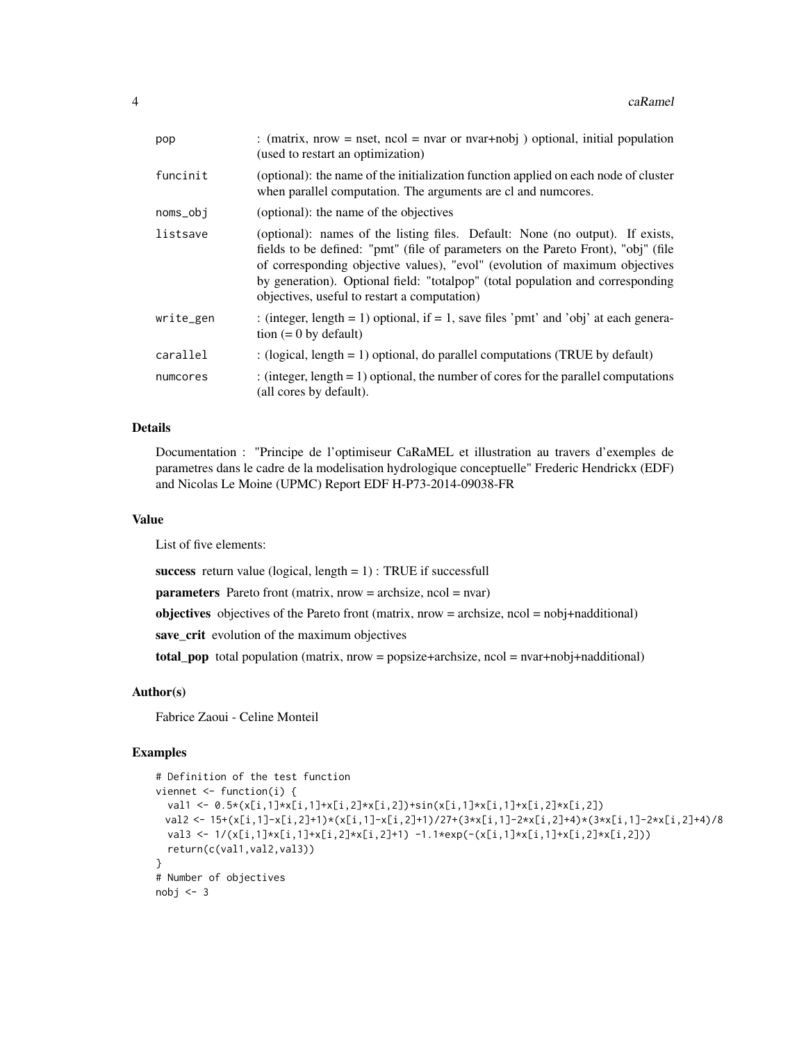| | |
|---|---|
| pop | : (matrix, nrow = nset, ncol = nvar or nvar+nobj ) optional, initial population (used to restart an optimization) |
| funcinit | (optional): the name of the initialization function applied on each node of cluster when parallel computation. The arguments are cl and numcores. |
| noms_obj | (optional): the name of the objectives |
| listsave | (optional): names of the listing files. Default: None (no output). If exists, fields to be defined: "pmt" (file of parameters on the Pareto Front), "obj" (file of corresponding objective values), "evol" (evolution of maximum objectives by generation). Optional field: "totalpop" (total population and corresponding objectives, useful to restart a computation) |
| write_gen | : (integer, length = 1) optional, if = 1, save files 'pmt' and 'obj' at each generation (= 0 by default) |
| carallel | : (logical, length = 1) optional, do parallel computations (TRUE by default) |
| numcores | : (integer, length = 1) optional, the number of cores for the parallel computations (all cores by default). |

## Details

Documentation : "Principe de l'optimiseur CaRaMEL et illustration au travers d'exemples de parametres dans le cadre de la modelisation hydrologique conceptuelle" Frederic Hendrickx (EDF) and Nicolas Le Moine (UPMC) Report EDF H-P73-2014-09038-FR

## Value

List of five elements:

**success** return value (logical, length = 1) : TRUE if successfull

**parameters** Pareto front (matrix, nrow = archsize, ncol = nvar)

**objectives** objectives of the Pareto front (matrix, nrow = archsize, ncol = nobj+nadditional)

**save_crit** evolution of the maximum objectives

**total_pop** total population (matrix, nrow = popsize+archsize, ncol = nvar+nobj+nadditional)

## Author(s)

Fabrice Zaoui - Celine Monteil

## Examples

```
# Definition of the test function
viennet <- function(i) {
  val1 <- 0.5*(x[i,1]*x[i,1]+x[i,2]*x[i,2])+sin(x[i,1]*x[i,1]+x[i,2]*x[i,2])
 val2 <- 15+(x[i,1]-x[i,2]+1)*(x[i,1]-x[i,2]+1)/27+(3*x[i,1]-2*x[i,2]+4)*(3*x[i,1]-2*x[i,2]+4)/8
  val3 <- 1/(x[i,1]*x[i,1]+x[i,2]*x[i,2]+1) -1.1*exp(-(x[i,1]*x[i,1]+x[i,2]*x[i,2]))
  return(c(val1,val2,val3))
}
# Number of objectives
nobj <- 3
```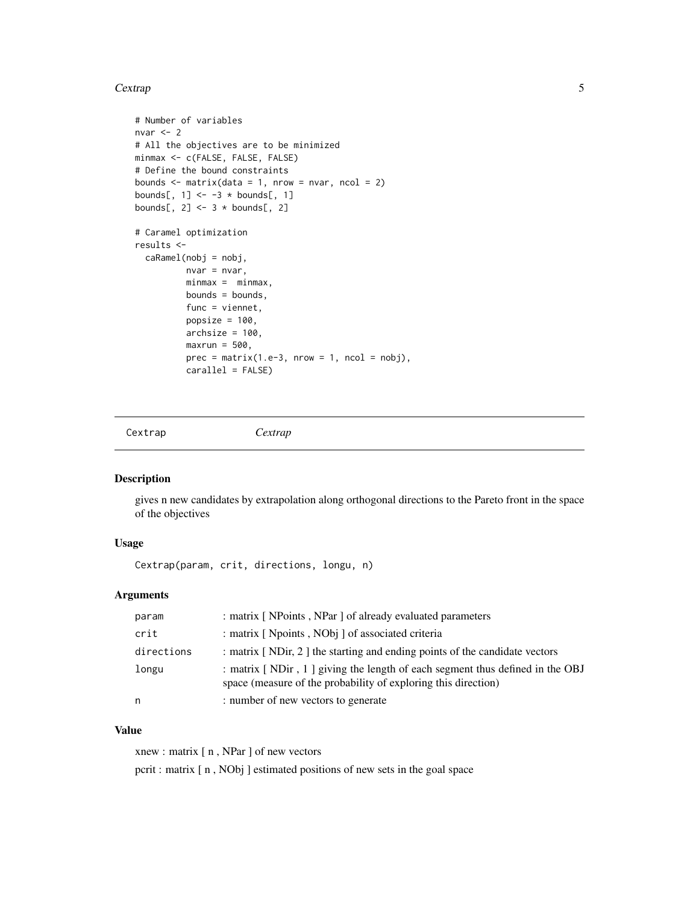```
# Number of variables
nvar <- 2
# All the objectives are to be minimized
minmax <- c(FALSE, FALSE, FALSE)
# Define the bound constraints
bounds <- matrix(data = 1, nrow = nvar, ncol = 2)
bounds[, 1] <- -3 * bounds[, 1]
bounds[, 2] <- 3 * bounds[, 2]

# Caramel optimization
results <-
  caRamel(nobj = nobj,
          nvar = nvar,
          minmax =  minmax,
          bounds = bounds,
          func = viennet,
          popsize = 100,
          archsize = 100,
          maxrun = 500,
          prec = matrix(1.e-3, nrow = 1, ncol = nobj),
          carallel = FALSE)
```

---

## Cextrap — *Cextrap*

### Description

gives n new candidates by extrapolation along orthogonal directions to the Pareto front in the space of the objectives

### Usage

```
Cextrap(param, crit, directions, longu, n)
```

### Arguments

| | |
|---|---|
| param | : matrix [ NPoints , NPar ] of already evaluated parameters |
| crit | : matrix [ Npoints , NObj ] of associated criteria |
| directions | : matrix [ NDir, 2 ] the starting and ending points of the candidate vectors |
| longu | : matrix [ NDir , 1 ] giving the length of each segment thus defined in the OBJ space (measure of the probability of exploring this direction) |
| n | : number of new vectors to generate |

### Value

xnew : matrix [ n , NPar ] of new vectors

pcrit : matrix [ n , NObj ] estimated positions of new sets in the goal space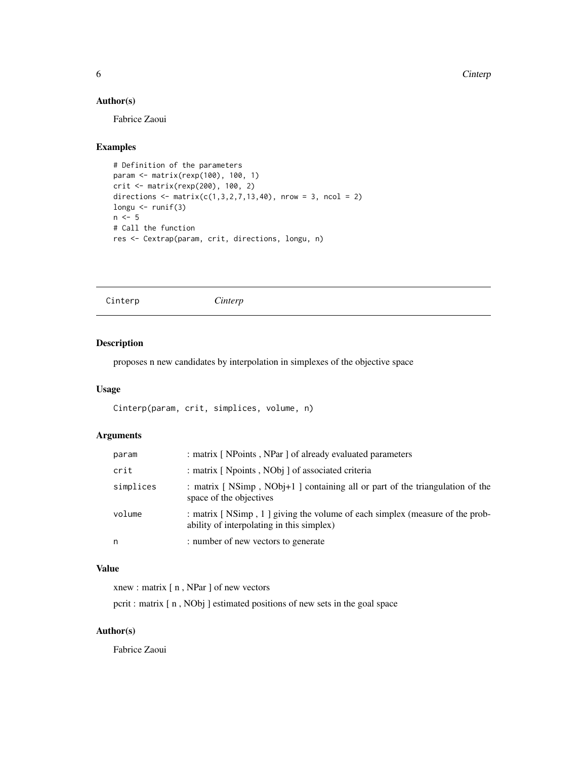## Author(s)

Fabrice Zaoui

## Examples

```
# Definition of the parameters
param <- matrix(rexp(100), 100, 1)
crit <- matrix(rexp(200), 100, 2)
directions <- matrix(c(1,3,2,7,13,40), nrow = 3, ncol = 2)
longu <- runif(3)
n <- 5
# Call the function
res <- Cextrap(param, crit, directions, longu, n)
```

---

# Cinterp *Cinterp*

---

## Description

proposes n new candidates by interpolation in simplexes of the objective space

## Usage

```
Cinterp(param, crit, simplices, volume, n)
```

## Arguments

| | |
|---|---|
| param | : matrix [ NPoints , NPar ] of already evaluated parameters |
| crit | : matrix [ Npoints , NObj ] of associated criteria |
| simplices | : matrix [ NSimp , NObj+1 ] containing all or part of the triangulation of the space of the objectives |
| volume | : matrix [ NSimp , 1 ] giving the volume of each simplex (measure of the probability of interpolating in this simplex) |
| n | : number of new vectors to generate |

## Value

xnew : matrix [ n , NPar ] of new vectors

pcrit : matrix [ n , NObj ] estimated positions of new sets in the goal space

## Author(s)

Fabrice Zaoui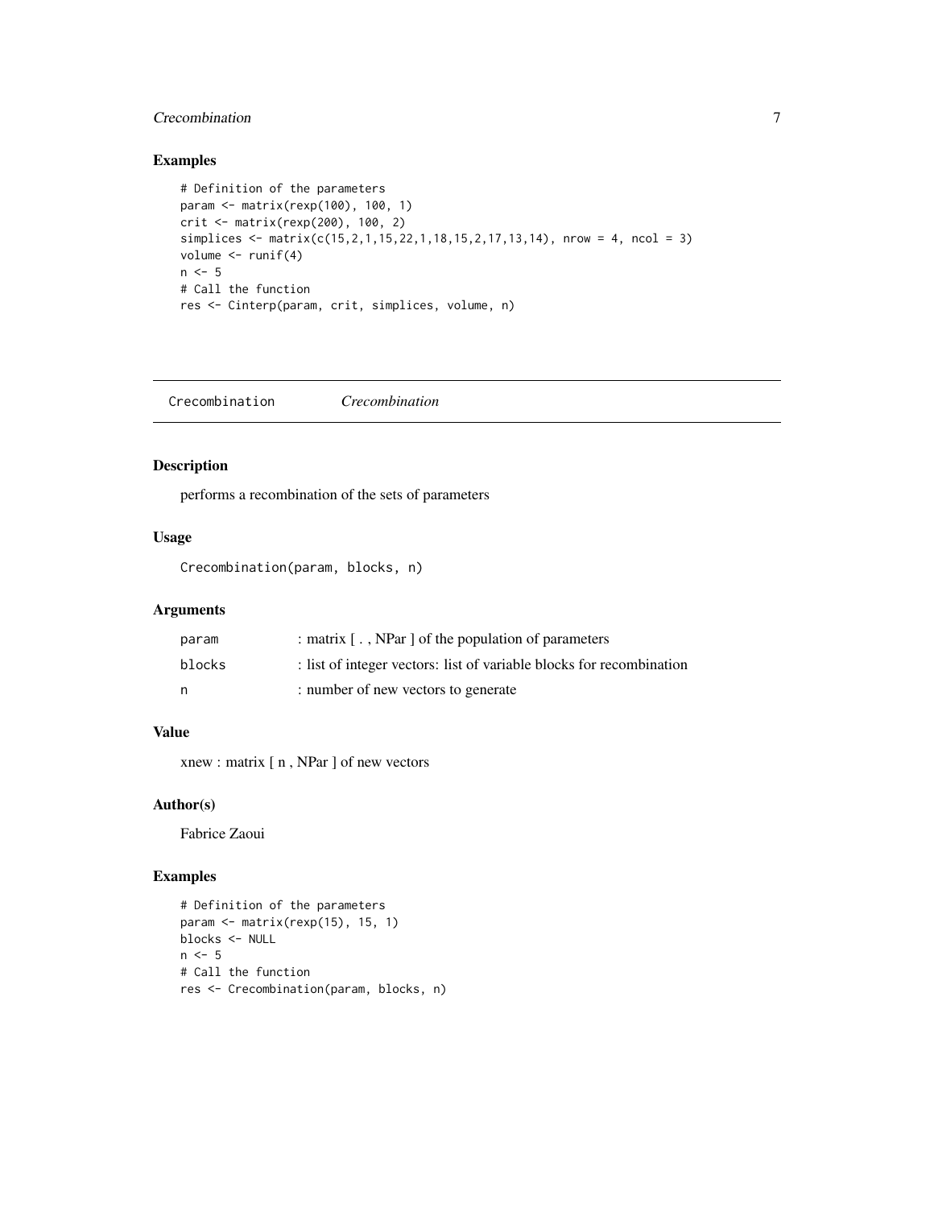## Examples

```
# Definition of the parameters
param <- matrix(rexp(100), 100, 1)
crit <- matrix(rexp(200), 100, 2)
simplices <- matrix(c(15,2,1,15,22,1,18,15,2,17,13,14), nrow = 4, ncol = 3)
volume <- runif(4)
n <- 5
# Call the function
res <- Cinterp(param, crit, simplices, volume, n)
```

---

# Crecombination *Crecombination*

---

## Description

performs a recombination of the sets of parameters

## Usage

```
Crecombination(param, blocks, n)
```

## Arguments

| | |
|---|---|
| param | : matrix [ . , NPar ] of the population of parameters |
| blocks | : list of integer vectors: list of variable blocks for recombination |
| n | : number of new vectors to generate |

## Value

xnew : matrix [ n , NPar ] of new vectors

## Author(s)

Fabrice Zaoui

## Examples

```
# Definition of the parameters
param <- matrix(rexp(15), 15, 1)
blocks <- NULL
n <- 5
# Call the function
res <- Crecombination(param, blocks, n)
```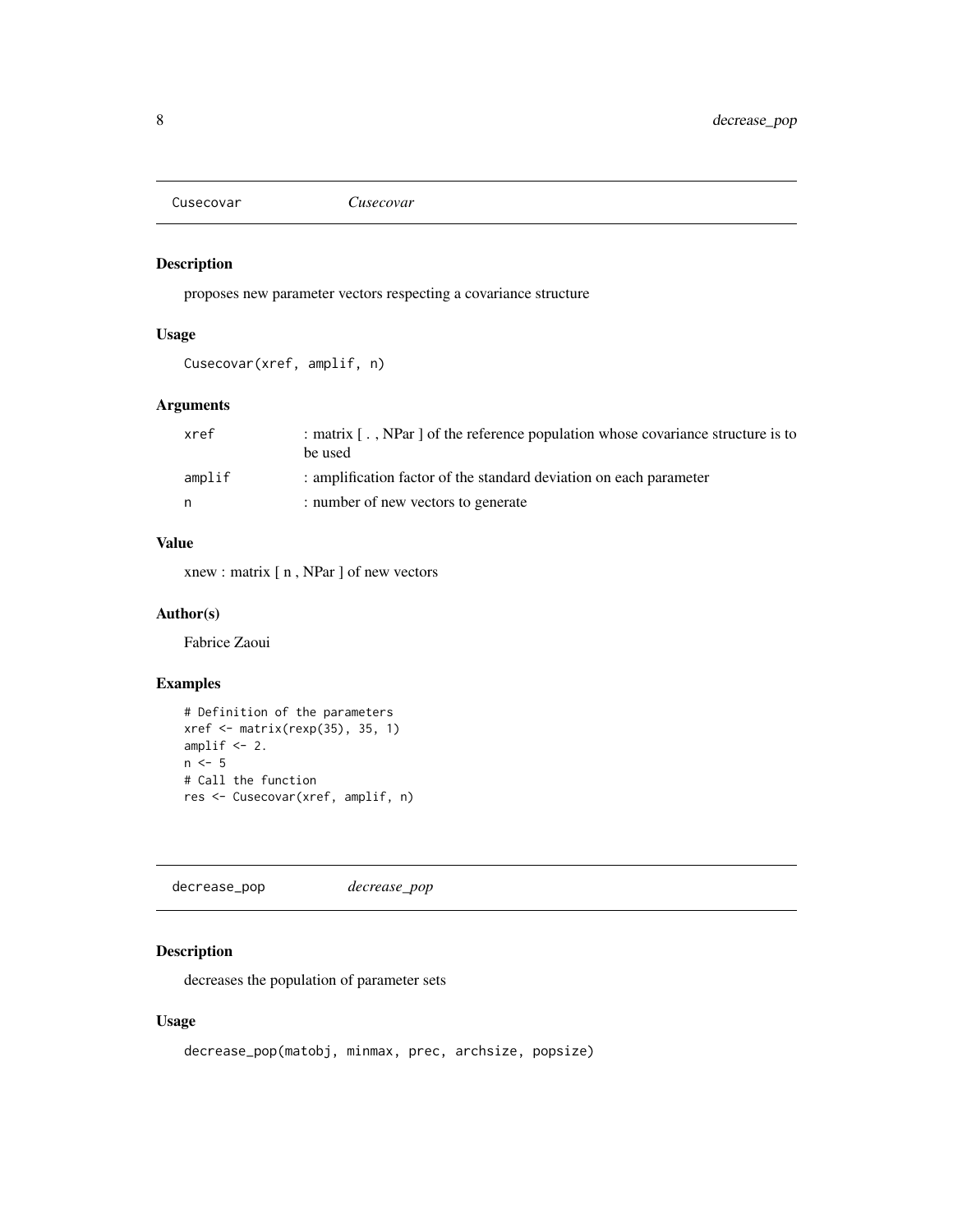## Cusecovar *Cusecovar*

### Description

proposes new parameter vectors respecting a covariance structure

### Usage

```
Cusecovar(xref, amplif, n)
```

### Arguments

| | |
|---|---|
| xref | : matrix [ . , NPar ] of the reference population whose covariance structure is to be used |
| amplif | : amplification factor of the standard deviation on each parameter |
| n | : number of new vectors to generate |

### Value

xnew : matrix [ n , NPar ] of new vectors

### Author(s)

Fabrice Zaoui

### Examples

```
# Definition of the parameters
xref <- matrix(rexp(35), 35, 1)
amplif <- 2.
n <- 5
# Call the function
res <- Cusecovar(xref, amplif, n)
```

## decrease_pop *decrease_pop*

### Description

decreases the population of parameter sets

### Usage

```
decrease_pop(matobj, minmax, prec, archsize, popsize)
```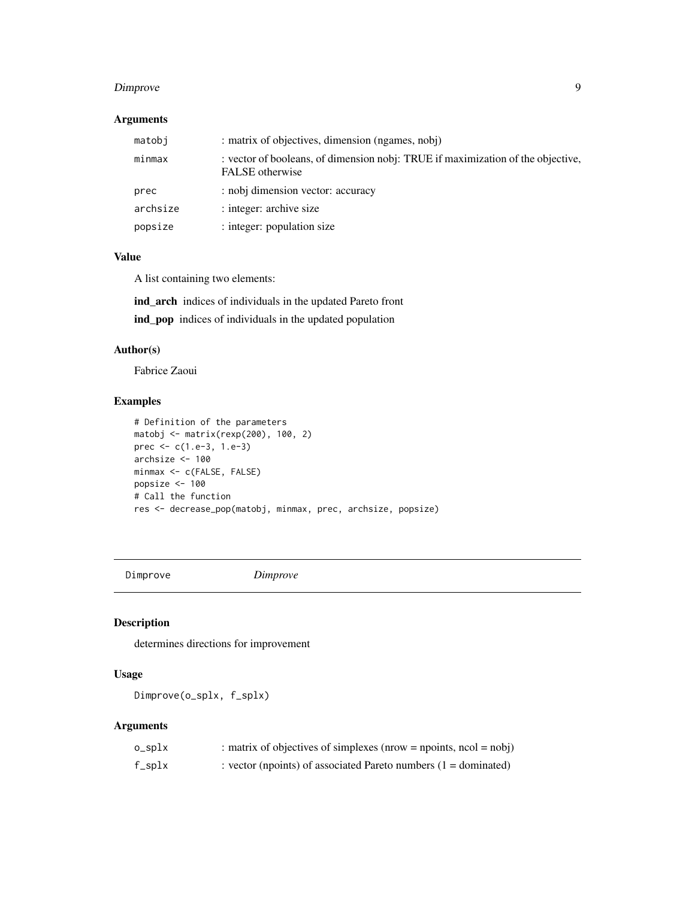### Arguments

| | |
|---|---|
| matobj | : matrix of objectives, dimension (ngames, nobj) |
| minmax | : vector of booleans, of dimension nobj: TRUE if maximization of the objective, FALSE otherwise |
| prec | : nobj dimension vector: accuracy |
| archsize | : integer: archive size |
| popsize | : integer: population size |

### Value

A list containing two elements:

**ind_arch** indices of individuals in the updated Pareto front

**ind_pop** indices of individuals in the updated population

### Author(s)

Fabrice Zaoui

### Examples

```
# Definition of the parameters
matobj <- matrix(rexp(200), 100, 2)
prec <- c(1.e-3, 1.e-3)
archsize <- 100
minmax <- c(FALSE, FALSE)
popsize <- 100
# Call the function
res <- decrease_pop(matobj, minmax, prec, archsize, popsize)
```

---

## Dimprove *Dimprove*

---

### Description

determines directions for improvement

### Usage

```
Dimprove(o_splx, f_splx)
```

### Arguments

| | |
|---|---|
| o_splx | : matrix of objectives of simplexes (nrow = npoints, ncol = nobj) |
| f_splx | : vector (npoints) of associated Pareto numbers (1 = dominated) |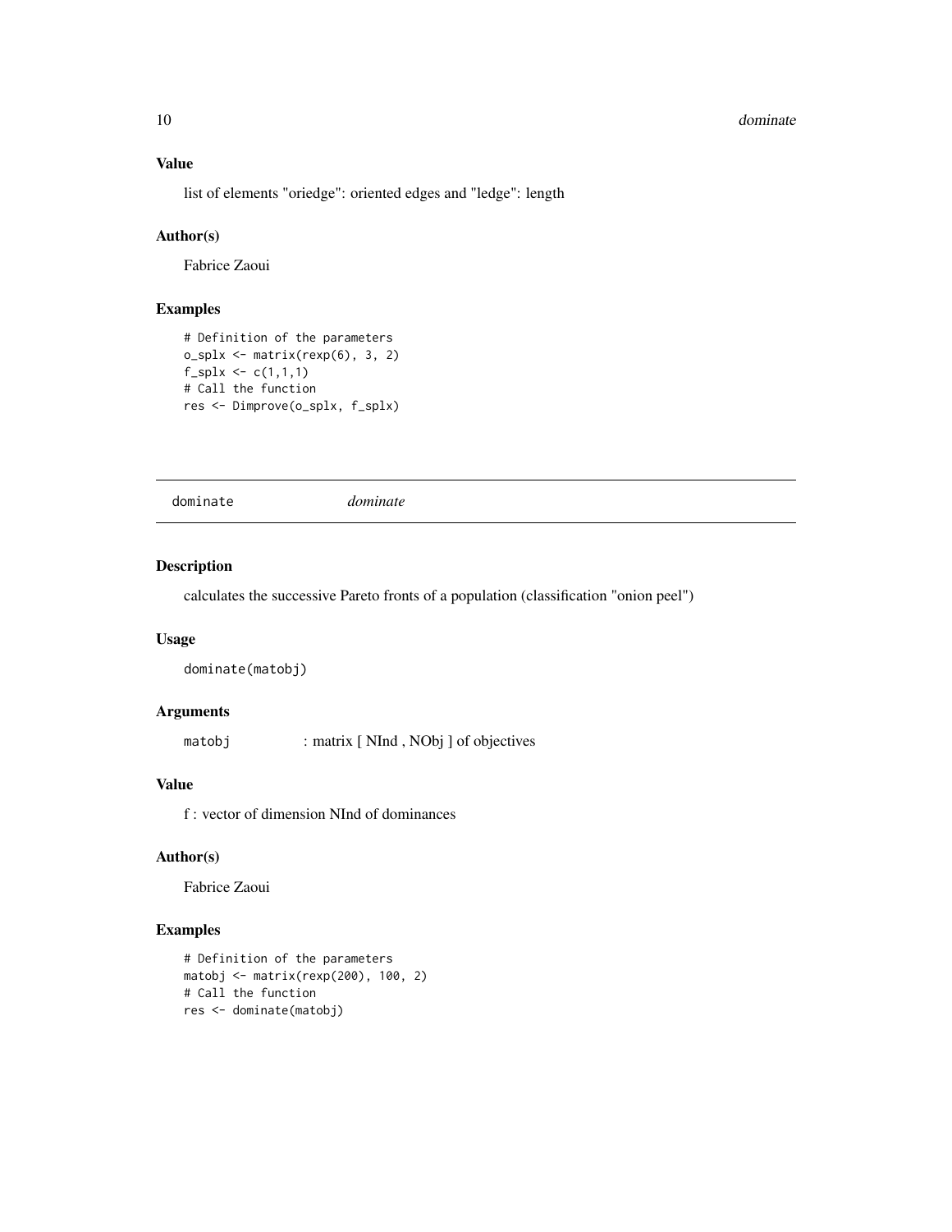### Value

list of elements "oriedge": oriented edges and "ledge": length

### Author(s)

Fabrice Zaoui

### Examples

```
# Definition of the parameters
o_splx <- matrix(rexp(6), 3, 2)
f_splx <- c(1,1,1)
# Call the function
res <- Dimprove(o_splx, f_splx)
```

---

## dominate *dominate*

---

### Description

calculates the successive Pareto fronts of a population (classification "onion peel")

### Usage

```
dominate(matobj)
```

### Arguments

`matobj` : matrix [ NInd , NObj ] of objectives

### Value

f : vector of dimension NInd of dominances

### Author(s)

Fabrice Zaoui

### Examples

```
# Definition of the parameters
matobj <- matrix(rexp(200), 100, 2)
# Call the function
res <- dominate(matobj)
```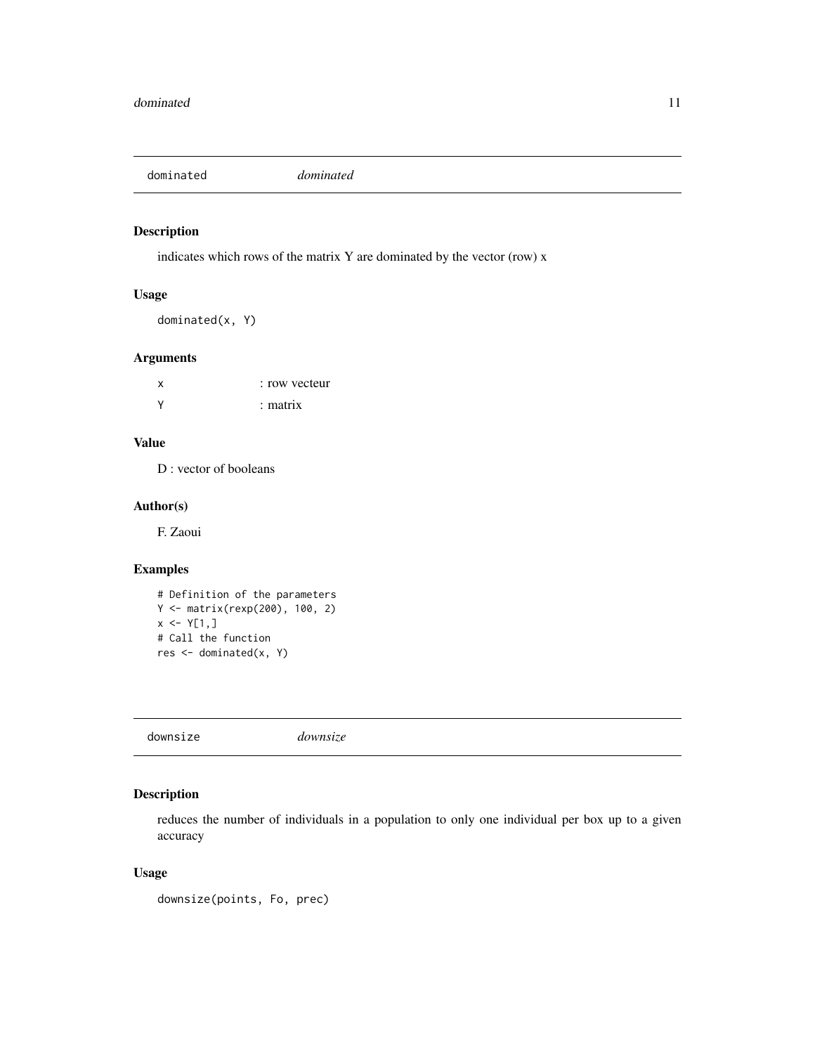## dominated *dominated*

### Description

indicates which rows of the matrix Y are dominated by the vector (row) x

### Usage

```
dominated(x, Y)
```

### Arguments

| | |
|---|---|
| x | : row vecteur |
| Y | : matrix |

### Value

D : vector of booleans

### Author(s)

F. Zaoui

### Examples

```
# Definition of the parameters
Y <- matrix(rexp(200), 100, 2)
x <- Y[1,]
# Call the function
res <- dominated(x, Y)
```

## downsize *downsize*

### Description

reduces the number of individuals in a population to only one individual per box up to a given accuracy

### Usage

```
downsize(points, Fo, prec)
```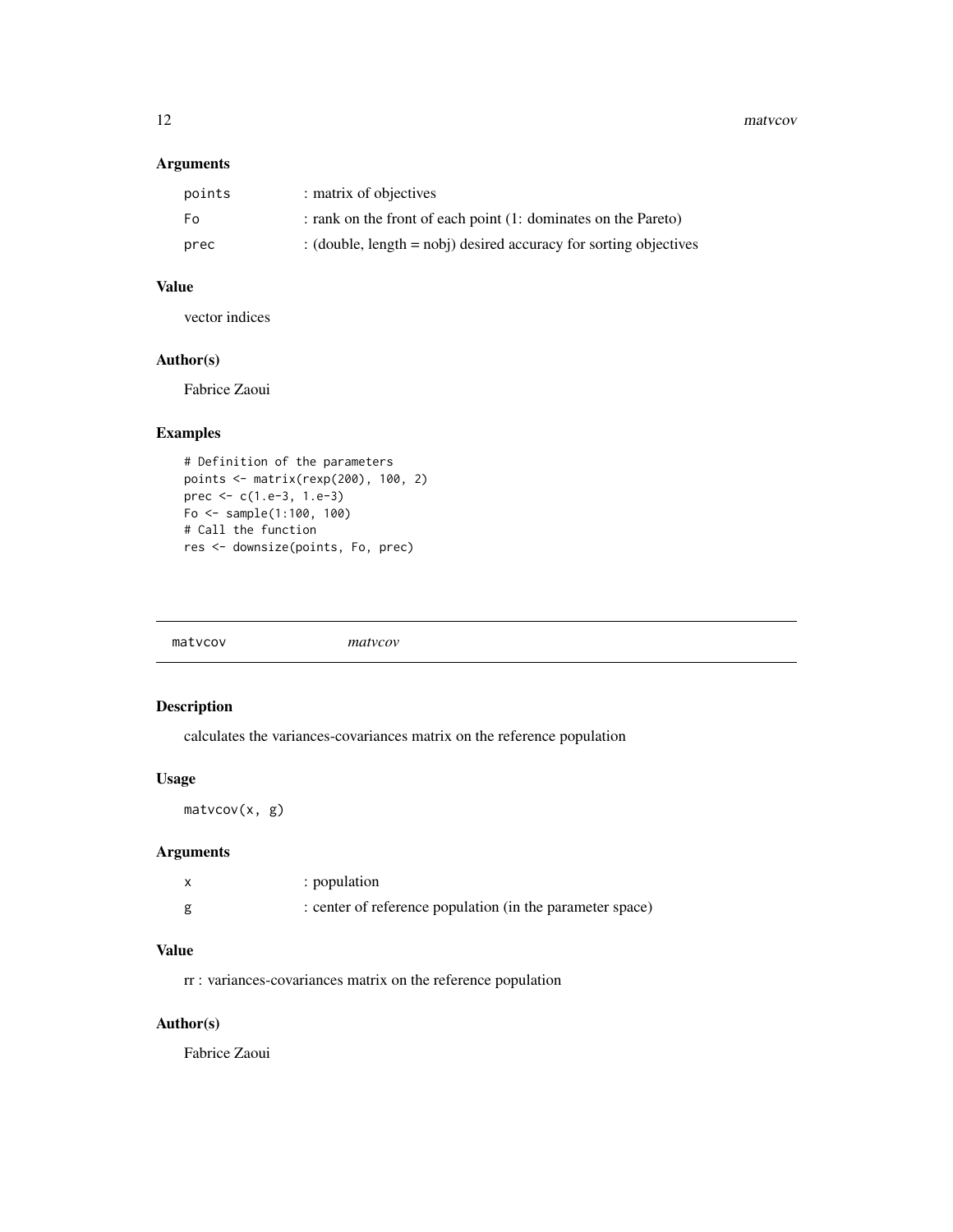### Arguments

| | |
|---|---|
| `points` | : matrix of objectives |
| `Fo` | : rank on the front of each point (1: dominates on the Pareto) |
| `prec` | : (double, length = nobj) desired accuracy for sorting objectives |

### Value

vector indices

### Author(s)

Fabrice Zaoui

### Examples

```
# Definition of the parameters
points <- matrix(rexp(200), 100, 2)
prec <- c(1.e-3, 1.e-3)
Fo <- sample(1:100, 100)
# Call the function
res <- downsize(points, Fo, prec)
```

---

## matvcov — *matvcov*

### Description

calculates the variances-covariances matrix on the reference population

### Usage

```
matvcov(x, g)
```

### Arguments

| | |
|---|---|
| `x` | : population |
| `g` | : center of reference population (in the parameter space) |

### Value

rr : variances-covariances matrix on the reference population

### Author(s)

Fabrice Zaoui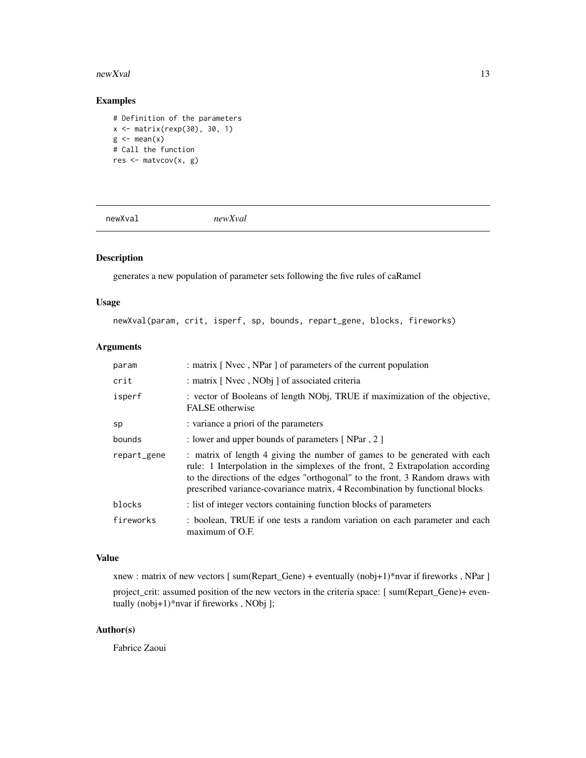## Examples

```
# Definition of the parameters
x <- matrix(rexp(30), 30, 1)
g <- mean(x)
# Call the function
res <- matvcov(x, g)
```

---

# newXval — *newXval*

## Description

generates a new population of parameter sets following the five rules of caRamel

## Usage

```
newXval(param, crit, isperf, sp, bounds, repart_gene, blocks, fireworks)
```

## Arguments

| | |
|---|---|
| param | : matrix [ Nvec , NPar ] of parameters of the current population |
| crit | : matrix [ Nvec , NObj ] of associated criteria |
| isperf | : vector of Booleans of length NObj, TRUE if maximization of the objective, FALSE otherwise |
| sp | : variance a priori of the parameters |
| bounds | : lower and upper bounds of parameters [ NPar , 2 ] |
| repart_gene | : matrix of length 4 giving the number of games to be generated with each rule: 1 Interpolation in the simplexes of the front, 2 Extrapolation according to the directions of the edges "orthogonal" to the front, 3 Random draws with prescribed variance-covariance matrix, 4 Recombination by functional blocks |
| blocks | : list of integer vectors containing function blocks of parameters |
| fireworks | : boolean, TRUE if one tests a random variation on each parameter and each maximum of O.F. |

## Value

xnew : matrix of new vectors [ sum(Repart_Gene) + eventually (nobj+1)*nvar if fireworks , NPar ]

project_crit: assumed position of the new vectors in the criteria space: [ sum(Repart_Gene)+ eventually (nobj+1)*nvar if fireworks , NObj ];

## Author(s)

Fabrice Zaoui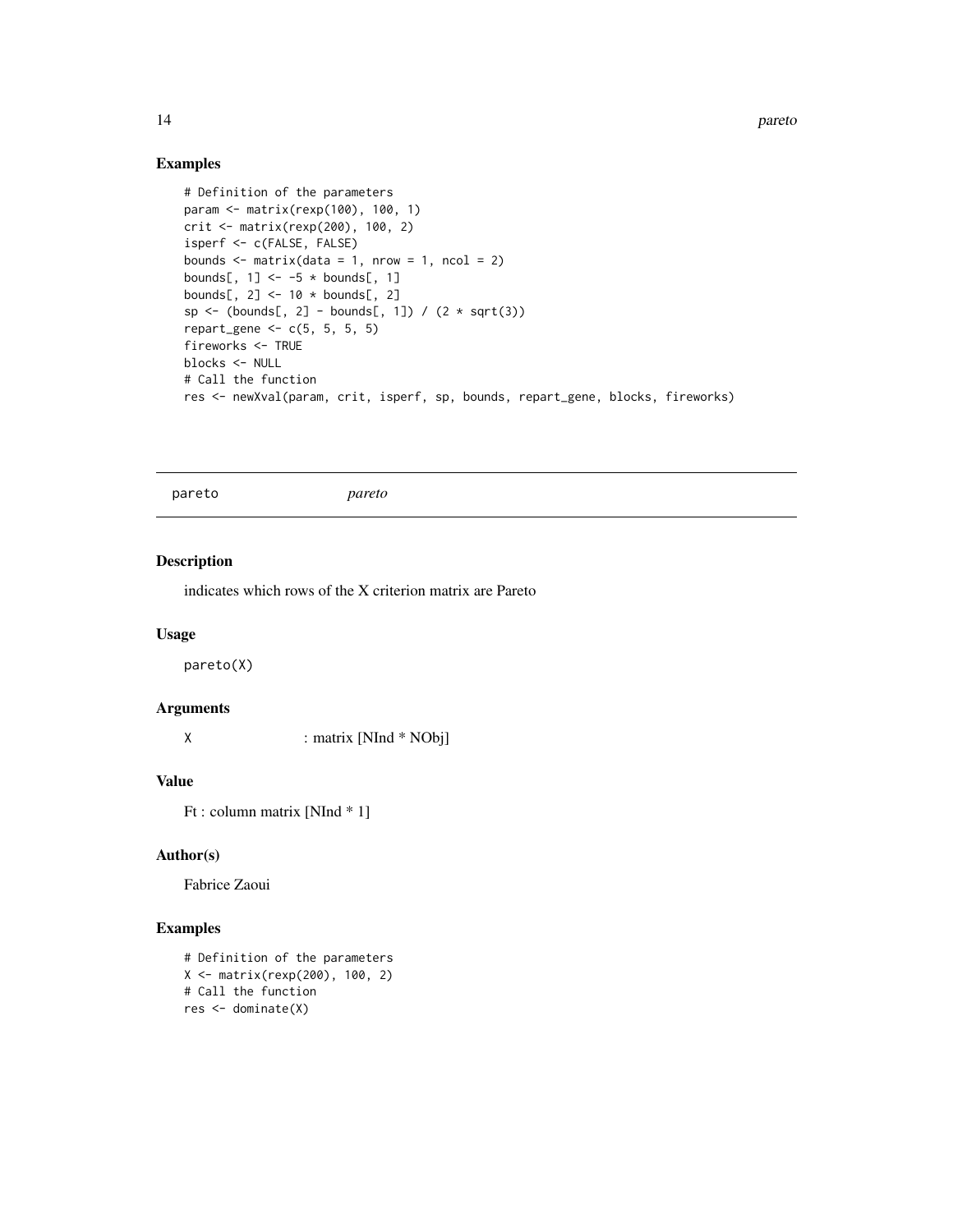## Examples

```
# Definition of the parameters
param <- matrix(rexp(100), 100, 1)
crit <- matrix(rexp(200), 100, 2)
isperf <- c(FALSE, FALSE)
bounds <- matrix(data = 1, nrow = 1, ncol = 2)
bounds[, 1] <- -5 * bounds[, 1]
bounds[, 2] <- 10 * bounds[, 2]
sp <- (bounds[, 2] - bounds[, 1]) / (2 * sqrt(3))
repart_gene <- c(5, 5, 5, 5)
fireworks <- TRUE
blocks <- NULL
# Call the function
res <- newXval(param, crit, isperf, sp, bounds, repart_gene, blocks, fireworks)
```

---

pareto *pareto*

---

## Description

indicates which rows of the X criterion matrix are Pareto

## Usage

```
pareto(X)
```

## Arguments

`X` : matrix [NInd * NObj]

## Value

Ft : column matrix [NInd * 1]

## Author(s)

Fabrice Zaoui

## Examples

```
# Definition of the parameters
X <- matrix(rexp(200), 100, 2)
# Call the function
res <- dominate(X)
```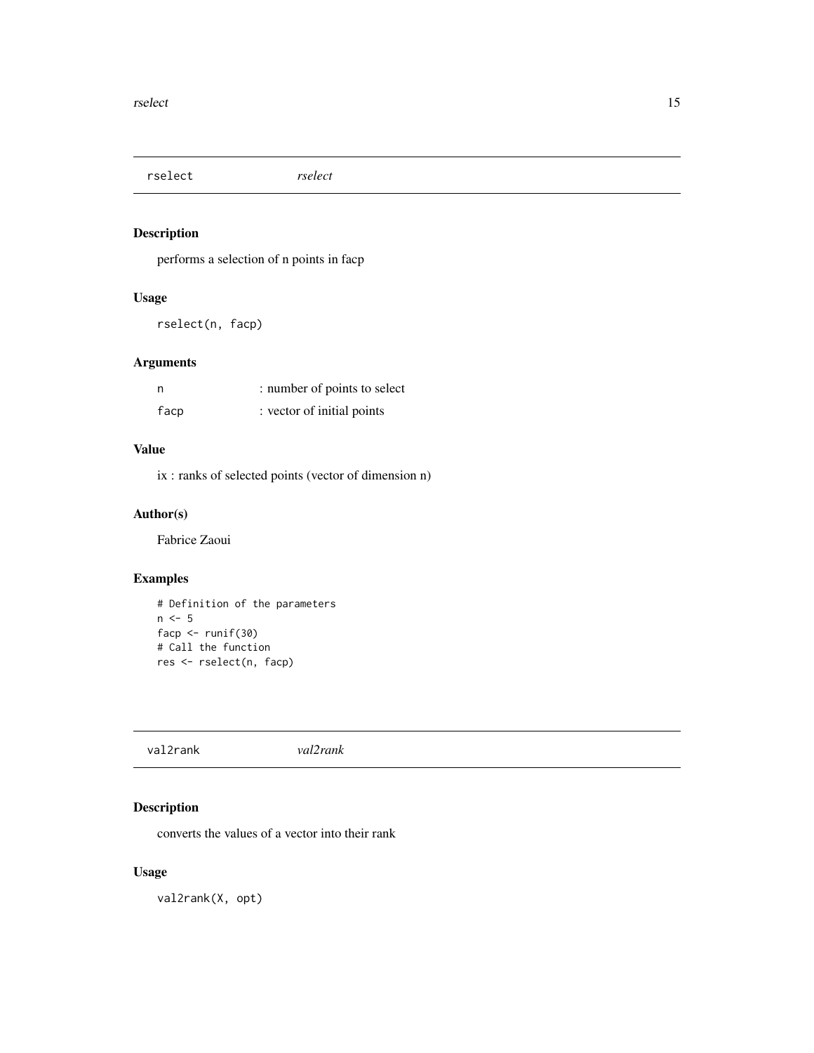## rselect *rselect*

### Description

performs a selection of n points in facp

### Usage

```
rselect(n, facp)
```

### Arguments

| | |
|---|---|
| n | : number of points to select |
| facp | : vector of initial points |

### Value

ix : ranks of selected points (vector of dimension n)

### Author(s)

Fabrice Zaoui

### Examples

```
# Definition of the parameters
n <- 5
facp <- runif(30)
# Call the function
res <- rselect(n, facp)
```

## val2rank *val2rank*

### Description

converts the values of a vector into their rank

### Usage

```
val2rank(X, opt)
```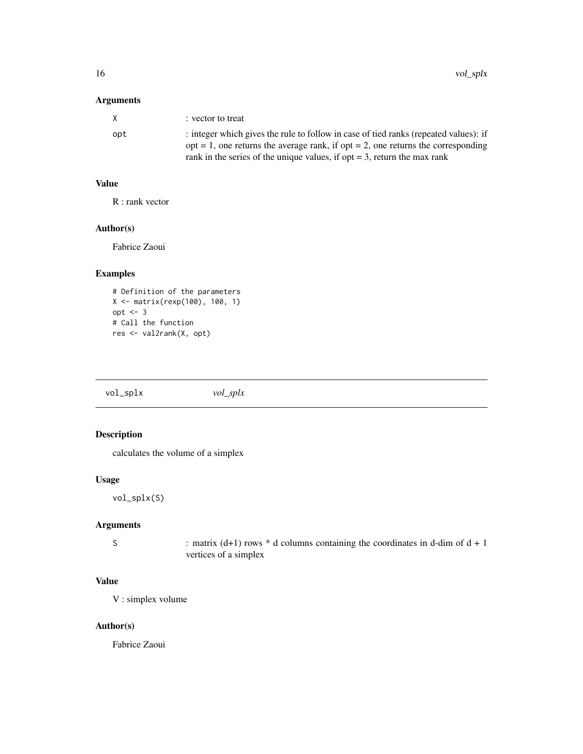### Arguments

| | |
|---|---|
| X | : vector to treat |
| opt | : integer which gives the rule to follow in case of tied ranks (repeated values): if opt = 1, one returns the average rank, if opt = 2, one returns the corresponding rank in the series of the unique values, if opt = 3, return the max rank |

### Value

R : rank vector

### Author(s)

Fabrice Zaoui

### Examples

```
# Definition of the parameters
X <- matrix(rexp(100), 100, 1)
opt <- 3
# Call the function
res <- val2rank(X, opt)
```

---

## vol_splx    *vol_splx*

---

### Description

calculates the volume of a simplex

### Usage

```
vol_splx(S)
```

### Arguments

| | |
|---|---|
| S | : matrix (d+1) rows * d columns containing the coordinates in d-dim of d + 1 vertices of a simplex |

### Value

V : simplex volume

### Author(s)

Fabrice Zaoui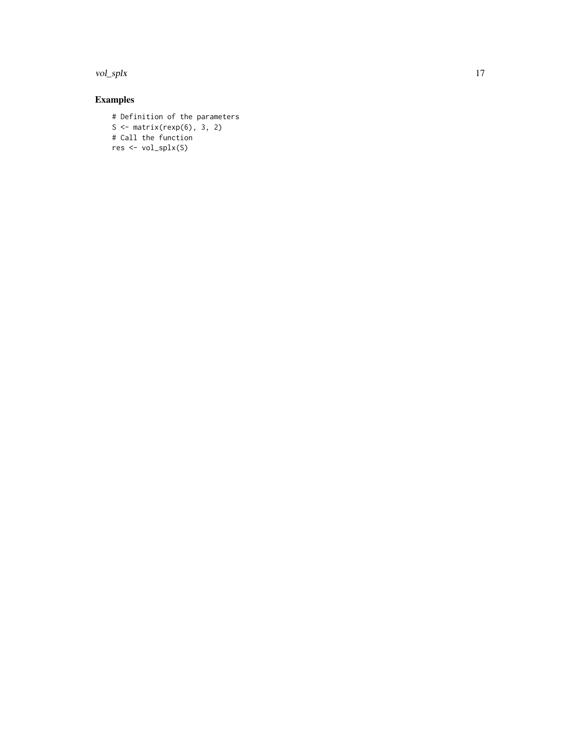## Examples

```
# Definition of the parameters
S <- matrix(rexp(6), 3, 2)
# Call the function
res <- vol_splx(S)
```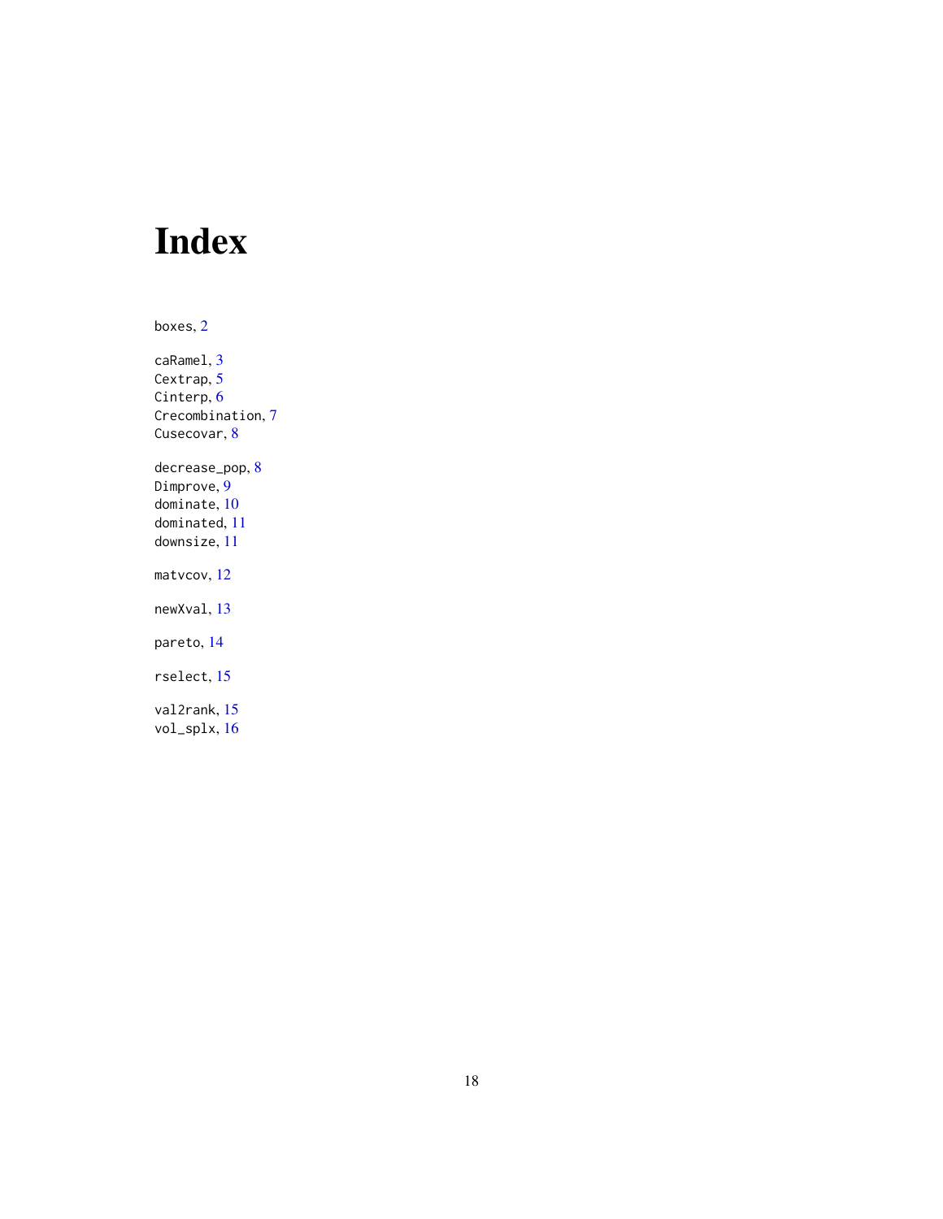# Index

boxes, 2

caRamel, 3
Cextrap, 5
Cinterp, 6
Crecombination, 7
Cusecovar, 8

decrease_pop, 8
Dimprove, 9
dominate, 10
dominated, 11
downsize, 11

matvcov, 12

newXval, 13

pareto, 14

rselect, 15

val2rank, 15
vol_splx, 16